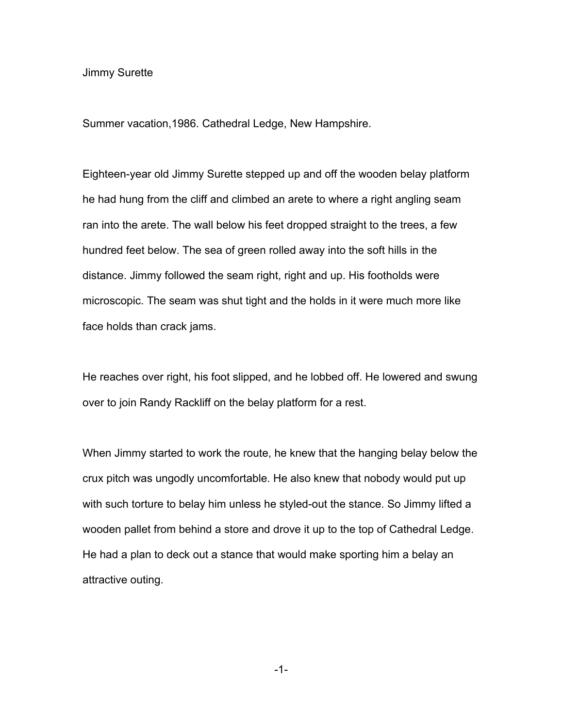Jimmy Surette

Summer vacation,1986. Cathedral Ledge, New Hampshire.

Eighteen-year old Jimmy Surette stepped up and off the wooden belay platform he had hung from the cliff and climbed an arete to where a right angling seam ran into the arete. The wall below his feet dropped straight to the trees, a few hundred feet below. The sea of green rolled away into the soft hills in the distance. Jimmy followed the seam right, right and up. His footholds were microscopic. The seam was shut tight and the holds in it were much more like face holds than crack jams.

He reaches over right, his foot slipped, and he lobbed off. He lowered and swung over to join Randy Rackliff on the belay platform for a rest.

When Jimmy started to work the route, he knew that the hanging belay below the crux pitch was ungodly uncomfortable. He also knew that nobody would put up with such torture to belay him unless he styled-out the stance. So Jimmy lifted a wooden pallet from behind a store and drove it up to the top of Cathedral Ledge. He had a plan to deck out a stance that would make sporting him a belay an attractive outing.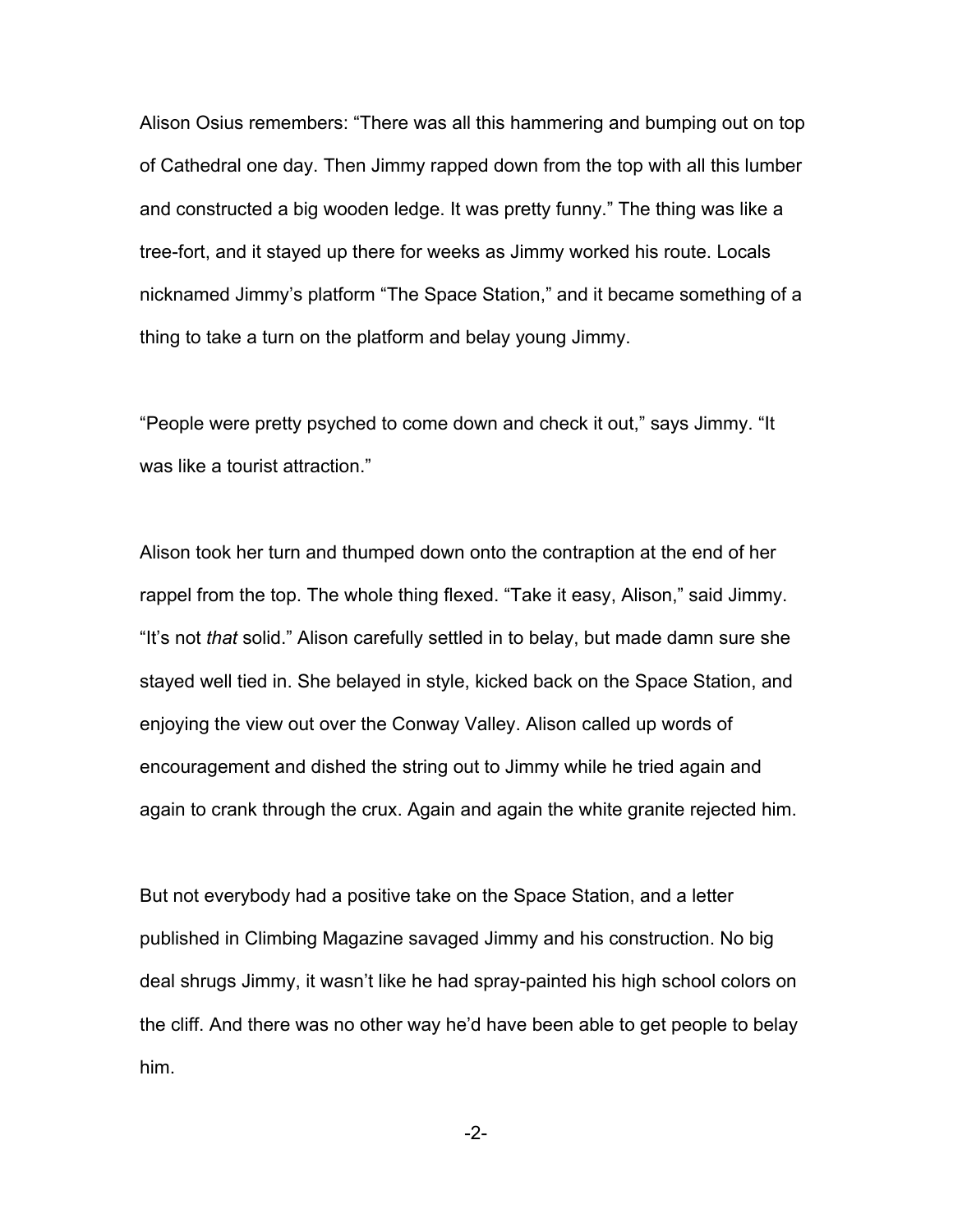Alison Osius remembers: “There was all this hammering and bumping out on top of Cathedral one day. Then Jimmy rapped down from the top with all this lumber and constructed a big wooden ledge. It was pretty funny.” The thing was like a tree-fort, and it stayed up there for weeks as Jimmy worked his route. Locals nicknamed Jimmy’s platform “The Space Station,” and it became something of a thing to take a turn on the platform and belay young Jimmy.

“People were pretty psyched to come down and check it out,” says Jimmy. “It was like a tourist attraction.”

Alison took her turn and thumped down onto the contraption at the end of her rappel from the top. The whole thing flexed. “Take it easy, Alison,” said Jimmy. “It’s not *that* solid.” Alison carefully settled in to belay, but made damn sure she stayed well tied in. She belayed in style, kicked back on the Space Station, and enjoying the view out over the Conway Valley. Alison called up words of encouragement and dished the string out to Jimmy while he tried again and again to crank through the crux. Again and again the white granite rejected him.

But not everybody had a positive take on the Space Station, and a letter published in Climbing Magazine savaged Jimmy and his construction. No big deal shrugs Jimmy, it wasn’t like he had spray-painted his high school colors on the cliff. And there was no other way he’d have been able to get people to belay him.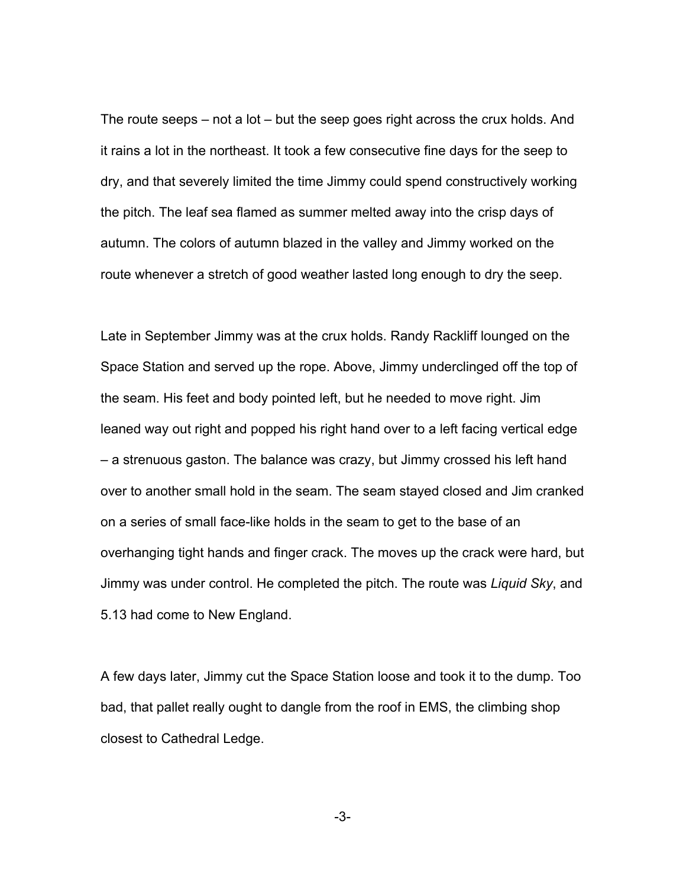The route seeps – not a lot – but the seep goes right across the crux holds. And it rains a lot in the northeast. It took a few consecutive fine days for the seep to dry, and that severely limited the time Jimmy could spend constructively working the pitch. The leaf sea flamed as summer melted away into the crisp days of autumn. The colors of autumn blazed in the valley and Jimmy worked on the route whenever a stretch of good weather lasted long enough to dry the seep.

Late in September Jimmy was at the crux holds. Randy Rackliff lounged on the Space Station and served up the rope. Above, Jimmy underclinged off the top of the seam. His feet and body pointed left, but he needed to move right. Jim leaned way out right and popped his right hand over to a left facing vertical edge – a strenuous gaston. The balance was crazy, but Jimmy crossed his left hand over to another small hold in the seam. The seam stayed closed and Jim cranked on a series of small face-like holds in the seam to get to the base of an overhanging tight hands and finger crack. The moves up the crack were hard, but Jimmy was under control. He completed the pitch. The route was *Liquid Sky*, and 5.13 had come to New England.

A few days later, Jimmy cut the Space Station loose and took it to the dump. Too bad, that pallet really ought to dangle from the roof in EMS, the climbing shop closest to Cathedral Ledge.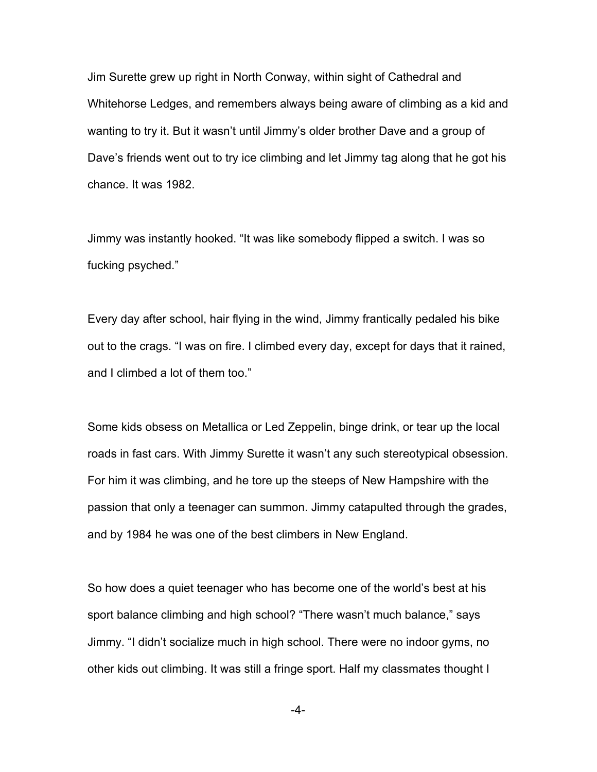Jim Surette grew up right in North Conway, within sight of Cathedral and Whitehorse Ledges, and remembers always being aware of climbing as a kid and wanting to try it. But it wasn't until Jimmy's older brother Dave and a group of Dave's friends went out to try ice climbing and let Jimmy tag along that he got his chance. It was 1982.

Jimmy was instantly hooked. "It was like somebody flipped a switch. I was so fucking psyched."

Every day after school, hair flying in the wind, Jimmy frantically pedaled his bike out to the crags. "I was on fire. I climbed every day, except for days that it rained, and I climbed a lot of them too."

Some kids obsess on Metallica or Led Zeppelin, binge drink, or tear up the local roads in fast cars. With Jimmy Surette it wasn't any such stereotypical obsession. For him it was climbing, and he tore up the steeps of New Hampshire with the passion that only a teenager can summon. Jimmy catapulted through the grades, and by 1984 he was one of the best climbers in New England.

So how does a quiet teenager who has become one of the world's best at his sport balance climbing and high school? "There wasn't much balance," says Jimmy. "I didn't socialize much in high school. There were no indoor gyms, no other kids out climbing. It was still a fringe sport. Half my classmates thought I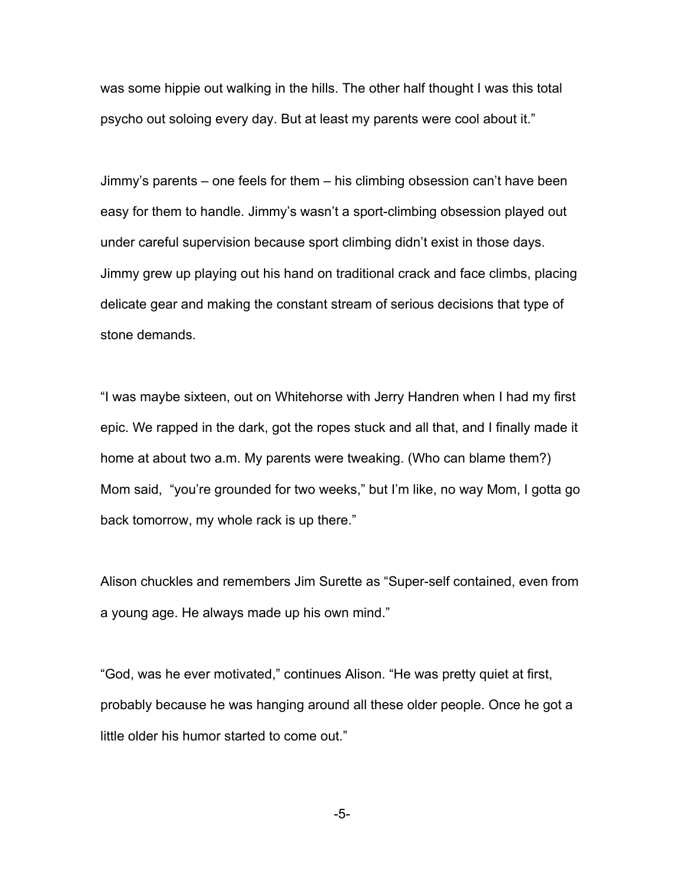was some hippie out walking in the hills. The other half thought I was this total psycho out soloing every day. But at least my parents were cool about it."

Jimmy's parents – one feels for them – his climbing obsession can't have been easy for them to handle. Jimmy's wasn't a sport-climbing obsession played out under careful supervision because sport climbing didn't exist in those days. Jimmy grew up playing out his hand on traditional crack and face climbs, placing delicate gear and making the constant stream of serious decisions that type of stone demands.

"I was maybe sixteen, out on Whitehorse with Jerry Handren when I had my first epic. We rapped in the dark, got the ropes stuck and all that, and I finally made it home at about two a.m. My parents were tweaking. (Who can blame them?) Mom said,  "you're grounded for two weeks," but I'm like, no way Mom, I gotta go back tomorrow, my whole rack is up there."

Alison chuckles and remembers Jim Surette as "Super-self contained, even from a young age. He always made up his own mind."

"God, was he ever motivated," continues Alison. "He was pretty quiet at first, probably because he was hanging around all these older people. Once he got a little older his humor started to come out."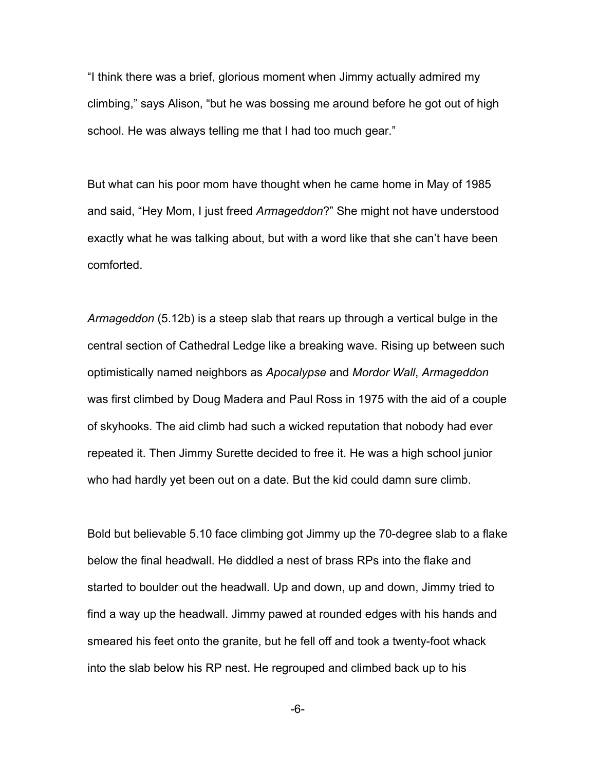"I think there was a brief, glorious moment when Jimmy actually admired my climbing," says Alison, "but he was bossing me around before he got out of high school. He was always telling me that I had too much gear."

But what can his poor mom have thought when he came home in May of 1985 and said, "Hey Mom, I just freed *Armageddon*?" She might not have understood exactly what he was talking about, but with a word like that she can't have been comforted.

*Armageddon* (5.12b) is a steep slab that rears up through a vertical bulge in the central section of Cathedral Ledge like a breaking wave. Rising up between such optimistically named neighbors as *Apocalypse* and *Mordor Wall*, *Armageddon* was first climbed by Doug Madera and Paul Ross in 1975 with the aid of a couple of skyhooks. The aid climb had such a wicked reputation that nobody had ever repeated it. Then Jimmy Surette decided to free it. He was a high school junior who had hardly yet been out on a date. But the kid could damn sure climb.

Bold but believable 5.10 face climbing got Jimmy up the 70-degree slab to a flake below the final headwall. He diddled a nest of brass RPs into the flake and started to boulder out the headwall. Up and down, up and down, Jimmy tried to find a way up the headwall. Jimmy pawed at rounded edges with his hands and smeared his feet onto the granite, but he fell off and took a twenty-foot whack into the slab below his RP nest. He regrouped and climbed back up to his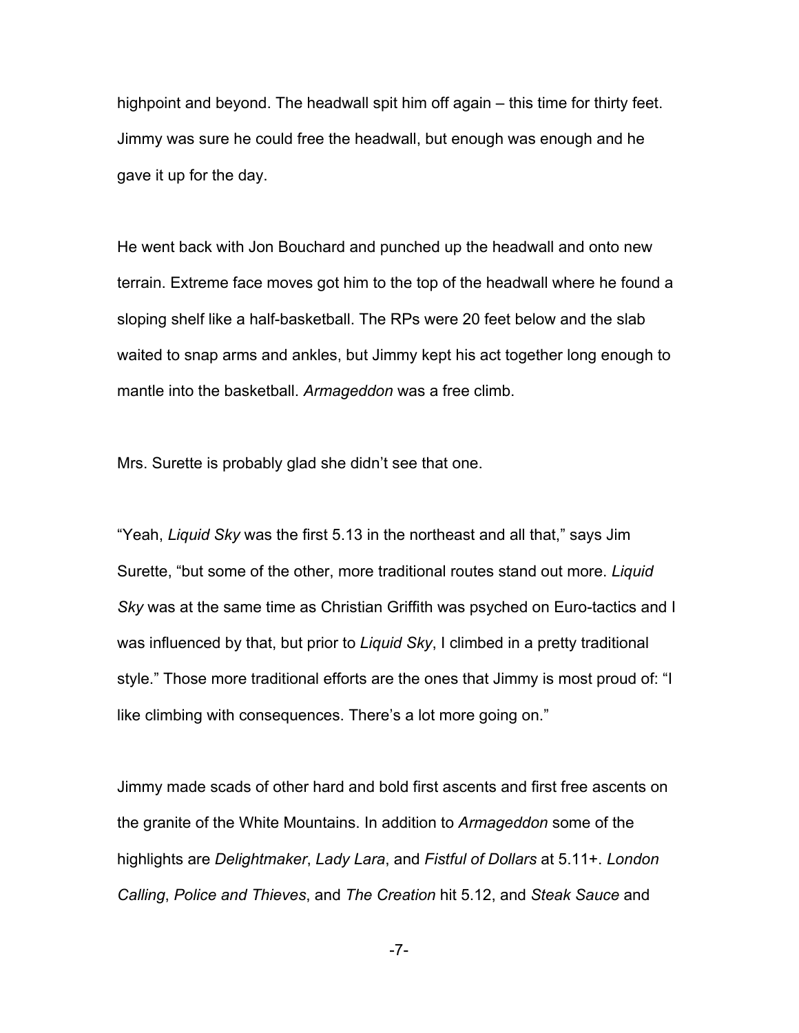highpoint and beyond. The headwall spit him off again – this time for thirty feet. Jimmy was sure he could free the headwall, but enough was enough and he gave it up for the day.

He went back with Jon Bouchard and punched up the headwall and onto new terrain. Extreme face moves got him to the top of the headwall where he found a sloping shelf like a half-basketball. The RPs were 20 feet below and the slab waited to snap arms and ankles, but Jimmy kept his act together long enough to mantle into the basketball. *Armageddon* was a free climb.

Mrs. Surette is probably glad she didn't see that one.

"Yeah, *Liquid Sky* was the first 5.13 in the northeast and all that," says Jim Surette, "but some of the other, more traditional routes stand out more. *Liquid Sky* was at the same time as Christian Griffith was psyched on Euro-tactics and I was influenced by that, but prior to *Liquid Sky*, I climbed in a pretty traditional style." Those more traditional efforts are the ones that Jimmy is most proud of: "I like climbing with consequences. There's a lot more going on."

Jimmy made scads of other hard and bold first ascents and first free ascents on the granite of the White Mountains. In addition to *Armageddon* some of the highlights are *Delightmaker*, *Lady Lara*, and *Fistful of Dollars* at 5.11+. *London Calling*, *Police and Thieves*, and *The Creation* hit 5.12, and *Steak Sauce* and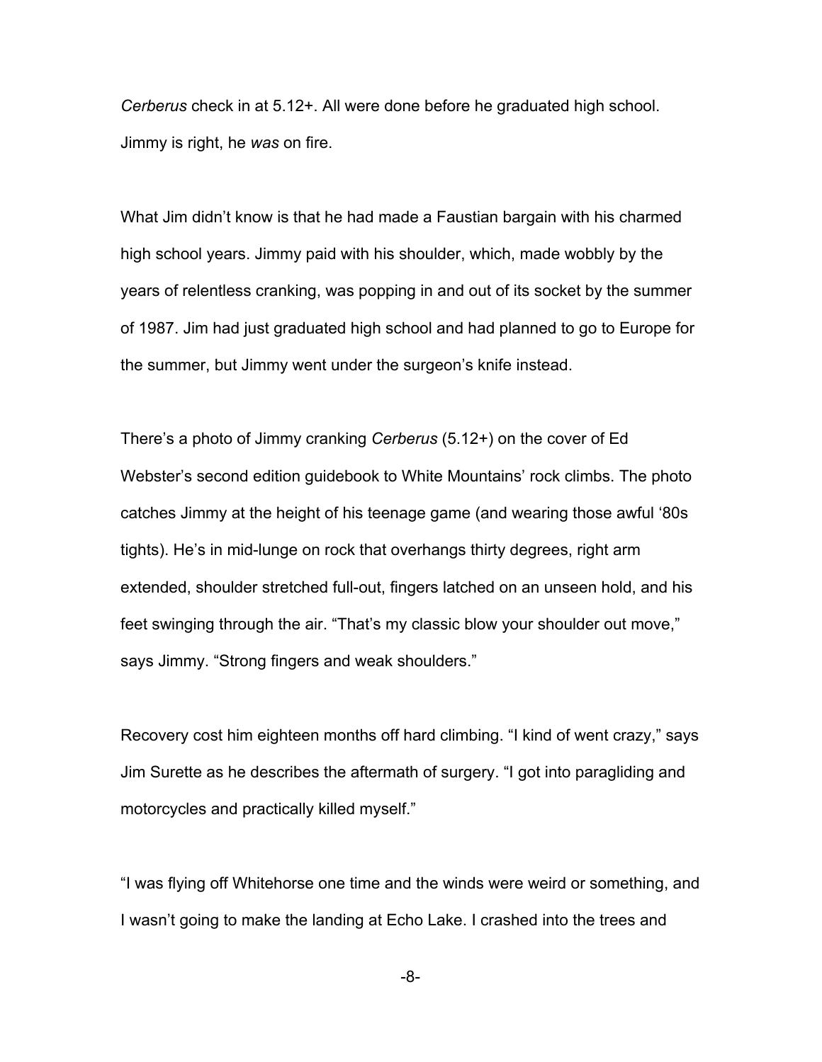*Cerberus* check in at 5.12+. All were done before he graduated high school. Jimmy is right, he *was* on fire.

What Jim didn't know is that he had made a Faustian bargain with his charmed high school years. Jimmy paid with his shoulder, which, made wobbly by the years of relentless cranking, was popping in and out of its socket by the summer of 1987. Jim had just graduated high school and had planned to go to Europe for the summer, but Jimmy went under the surgeon's knife instead.

There's a photo of Jimmy cranking *Cerberus* (5.12+) on the cover of Ed Webster's second edition guidebook to White Mountains' rock climbs. The photo catches Jimmy at the height of his teenage game (and wearing those awful '80s tights). He's in mid-lunge on rock that overhangs thirty degrees, right arm extended, shoulder stretched full-out, fingers latched on an unseen hold, and his feet swinging through the air. "That's my classic blow your shoulder out move," says Jimmy. "Strong fingers and weak shoulders."

Recovery cost him eighteen months off hard climbing. "I kind of went crazy," says Jim Surette as he describes the aftermath of surgery. "I got into paragliding and motorcycles and practically killed myself."

"I was flying off Whitehorse one time and the winds were weird or something, and I wasn't going to make the landing at Echo Lake. I crashed into the trees and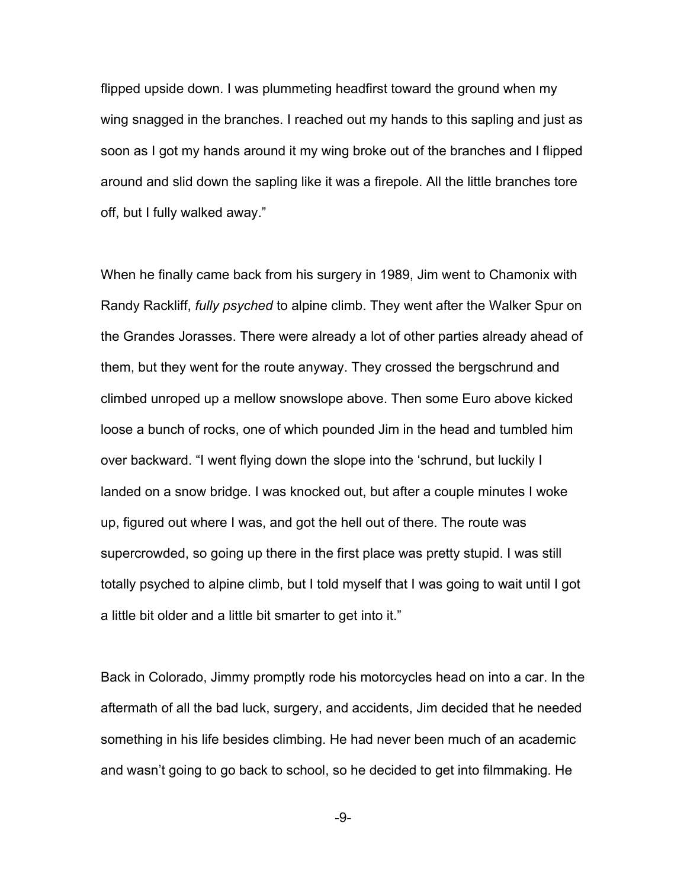flipped upside down. I was plummeting headfirst toward the ground when my wing snagged in the branches. I reached out my hands to this sapling and just as soon as I got my hands around it my wing broke out of the branches and I flipped around and slid down the sapling like it was a firepole. All the little branches tore off, but I fully walked away."

When he finally came back from his surgery in 1989, Jim went to Chamonix with Randy Rackliff, *fully psyched* to alpine climb. They went after the Walker Spur on the Grandes Jorasses. There were already a lot of other parties already ahead of them, but they went for the route anyway. They crossed the bergschrund and climbed unroped up a mellow snowslope above. Then some Euro above kicked loose a bunch of rocks, one of which pounded Jim in the head and tumbled him over backward. "I went flying down the slope into the 'schrund, but luckily I landed on a snow bridge. I was knocked out, but after a couple minutes I woke up, figured out where I was, and got the hell out of there. The route was supercrowded, so going up there in the first place was pretty stupid. I was still totally psyched to alpine climb, but I told myself that I was going to wait until I got a little bit older and a little bit smarter to get into it."

Back in Colorado, Jimmy promptly rode his motorcycles head on into a car. In the aftermath of all the bad luck, surgery, and accidents, Jim decided that he needed something in his life besides climbing. He had never been much of an academic and wasn't going to go back to school, so he decided to get into filmmaking. He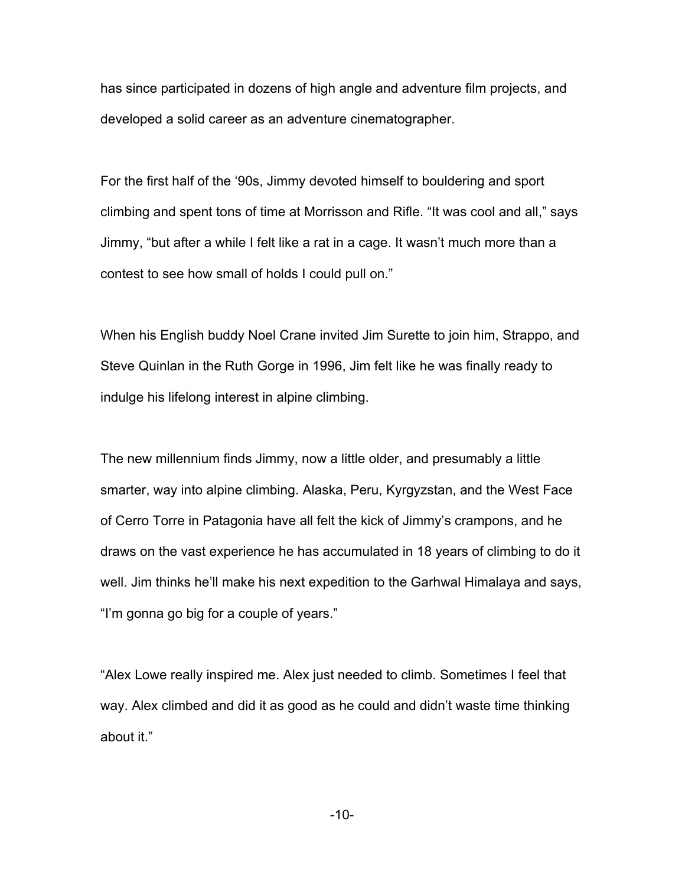has since participated in dozens of high angle and adventure film projects, and developed a solid career as an adventure cinematographer.

For the first half of the ‘90s, Jimmy devoted himself to bouldering and sport climbing and spent tons of time at Morrisson and Rifle. “It was cool and all,” says Jimmy, “but after a while I felt like a rat in a cage. It wasn’t much more than a contest to see how small of holds I could pull on.”

When his English buddy Noel Crane invited Jim Surette to join him, Strappo, and Steve Quinlan in the Ruth Gorge in 1996, Jim felt like he was finally ready to indulge his lifelong interest in alpine climbing.

The new millennium finds Jimmy, now a little older, and presumably a little smarter, way into alpine climbing. Alaska, Peru, Kyrgyzstan, and the West Face of Cerro Torre in Patagonia have all felt the kick of Jimmy’s crampons, and he draws on the vast experience he has accumulated in 18 years of climbing to do it well. Jim thinks he’ll make his next expedition to the Garhwal Himalaya and says, “I’m gonna go big for a couple of years.”

“Alex Lowe really inspired me. Alex just needed to climb. Sometimes I feel that way. Alex climbed and did it as good as he could and didn’t waste time thinking about it.”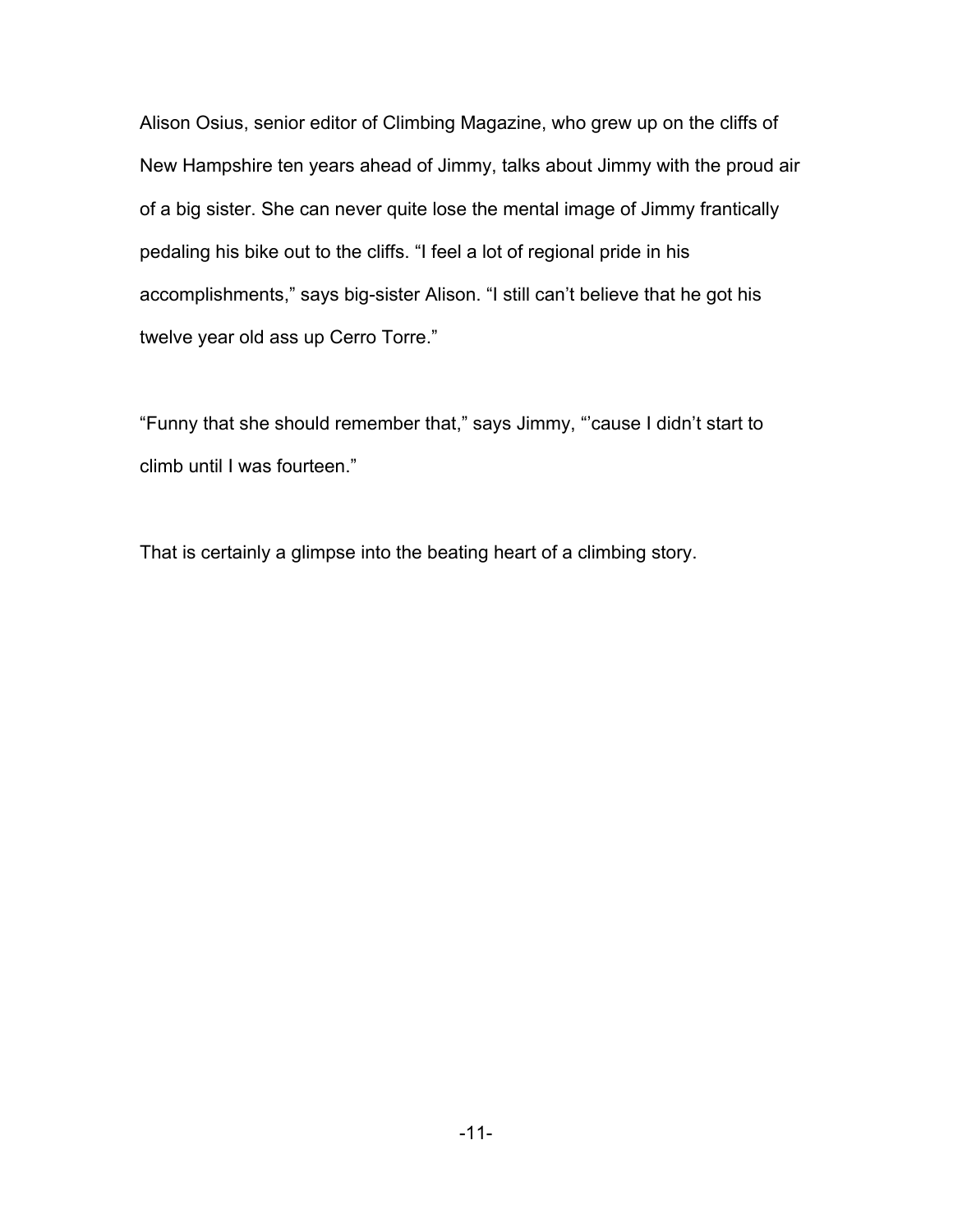Alison Osius, senior editor of Climbing Magazine, who grew up on the cliffs of New Hampshire ten years ahead of Jimmy, talks about Jimmy with the proud air of a big sister. She can never quite lose the mental image of Jimmy frantically pedaling his bike out to the cliffs. “I feel a lot of regional pride in his accomplishments,” says big-sister Alison. “I still can’t believe that he got his twelve year old ass up Cerro Torre.”

“Funny that she should remember that,” says Jimmy, “’cause I didn’t start to climb until I was fourteen.”

That is certainly a glimpse into the beating heart of a climbing story.